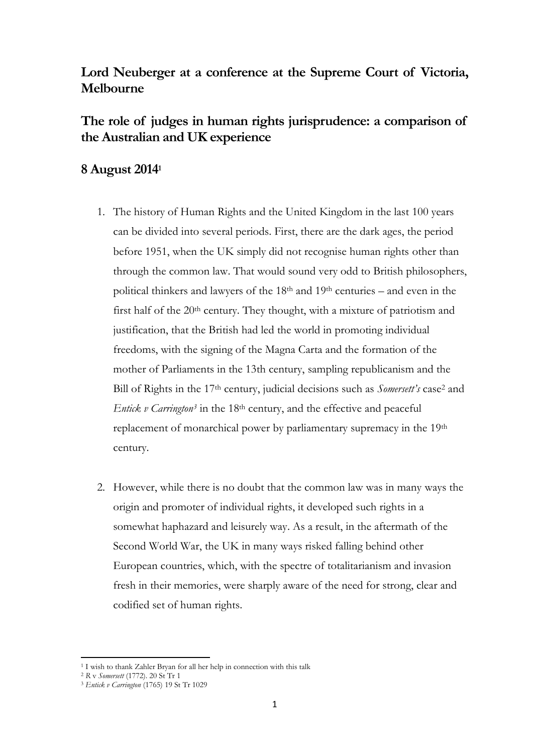## Lord Neuberger at a conference at the Supreme Court of Victoria, Melbourne

## The role of judges in human rights jurisprudence: a comparison of the Australian and UK experience

## 8 August 2014[1]

1. The history of Human Rights and the United Kingdom in the last 100 years can be divided into several periods. First, there are the dark ages, the period before 1951, when the UK simply did not recognise human rights other than through the common law. That would sound very odd to British philosophers, political thinkers and lawyers of the 18th and 19th centuries – and even in the first half of the 20th century. They thought, with a mixture of patriotism and justification, that the British had led the world in promoting individual freedoms, with the signing of the Magna Carta and the formation of the mother of Parliaments in the 13th century, sampling republicanism and the Bill of Rights in the 17th century, judicial decisions such as *Somersett's* case[2] and *Entick v Carrington*[3] in the 18th century, and the effective and peaceful replacement of monarchical power by parliamentary supremacy in the 19th century.

2. However, while there is no doubt that the common law was in many ways the origin and promoter of individual rights, it developed such rights in a somewhat haphazard and leisurely way. As a result, in the aftermath of the Second World War, the UK in many ways risked falling behind other European countries, which, with the spectre of totalitarianism and invasion fresh in their memories, were sharply aware of the need for strong, clear and codified set of human rights.

---

[1] I wish to thank Zahler Bryan for all her help in connection with this talk

[2] *R* v *Somersett* (1772). 20 St Tr 1

[3] *Entick v Carrington* (1765) 19 St Tr 1029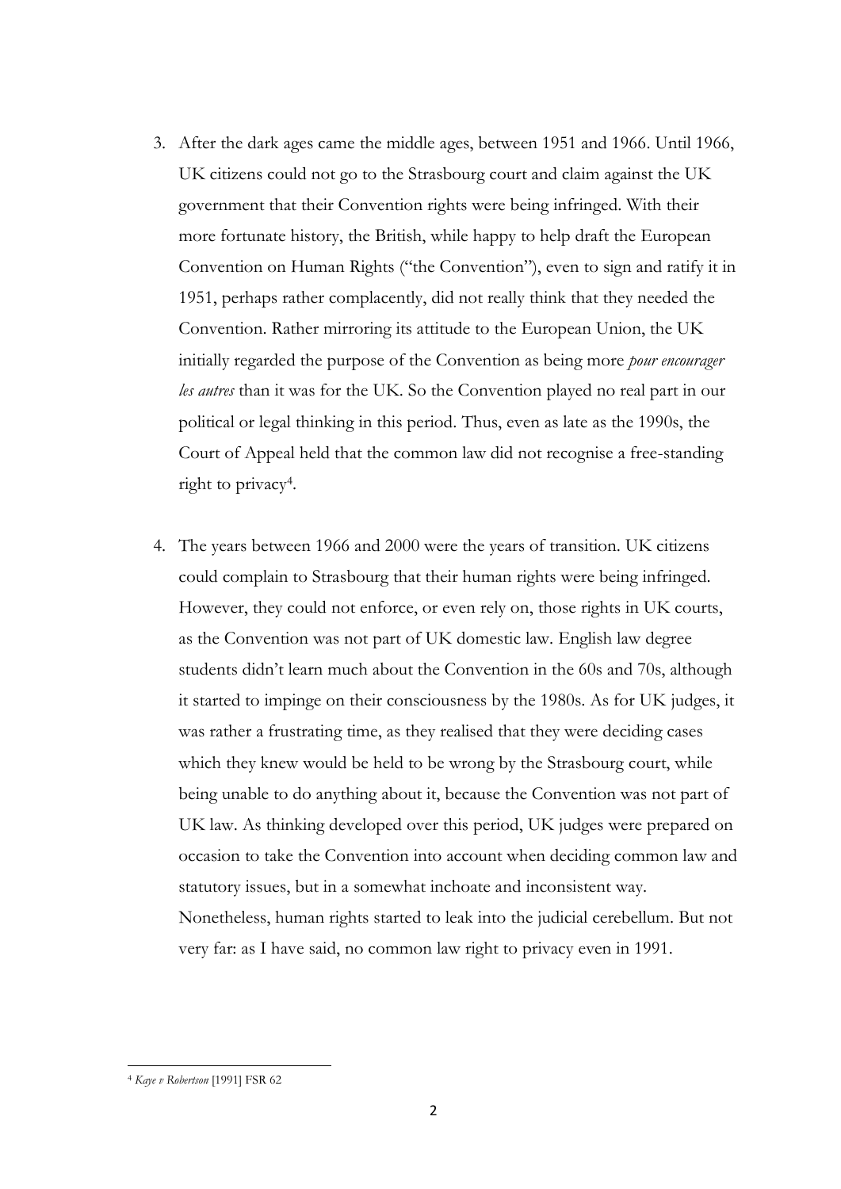3. After the dark ages came the middle ages, between 1951 and 1966. Until 1966, UK citizens could not go to the Strasbourg court and claim against the UK government that their Convention rights were being infringed. With their more fortunate history, the British, while happy to help draft the European Convention on Human Rights ("the Convention"), even to sign and ratify it in 1951, perhaps rather complacently, did not really think that they needed the Convention. Rather mirroring its attitude to the European Union, the UK initially regarded the purpose of the Convention as being more *pour encourager les autres* than it was for the UK. So the Convention played no real part in our political or legal thinking in this period. Thus, even as late as the 1990s, the Court of Appeal held that the common law did not recognise a free-standing right to privacy[4].

4. The years between 1966 and 2000 were the years of transition. UK citizens could complain to Strasbourg that their human rights were being infringed. However, they could not enforce, or even rely on, those rights in UK courts, as the Convention was not part of UK domestic law. English law degree students didn't learn much about the Convention in the 60s and 70s, although it started to impinge on their consciousness by the 1980s. As for UK judges, it was rather a frustrating time, as they realised that they were deciding cases which they knew would be held to be wrong by the Strasbourg court, while being unable to do anything about it, because the Convention was not part of UK law. As thinking developed over this period, UK judges were prepared on occasion to take the Convention into account when deciding common law and statutory issues, but in a somewhat inchoate and inconsistent way. Nonetheless, human rights started to leak into the judicial cerebellum. But not very far: as I have said, no common law right to privacy even in 1991.

[4] *Kaye v Robertson* [1991] FSR 62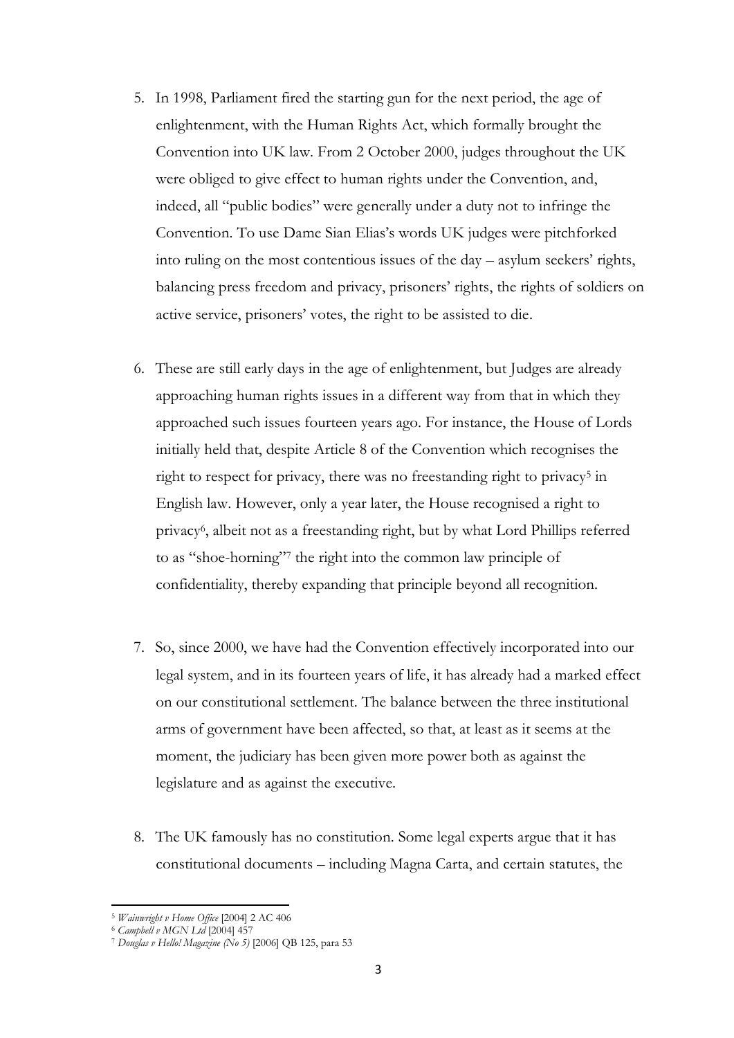5. In 1998, Parliament fired the starting gun for the next period, the age of enlightenment, with the Human Rights Act, which formally brought the Convention into UK law. From 2 October 2000, judges throughout the UK were obliged to give effect to human rights under the Convention, and, indeed, all "public bodies" were generally under a duty not to infringe the Convention. To use Dame Sian Elias's words UK judges were pitchforked into ruling on the most contentious issues of the day – asylum seekers' rights, balancing press freedom and privacy, prisoners' rights, the rights of soldiers on active service, prisoners' votes, the right to be assisted to die.

6. These are still early days in the age of enlightenment, but Judges are already approaching human rights issues in a different way from that in which they approached such issues fourteen years ago. For instance, the House of Lords initially held that, despite Article 8 of the Convention which recognises the right to respect for privacy, there was no freestanding right to privacy[5] in English law. However, only a year later, the House recognised a right to privacy[6], albeit not as a freestanding right, but by what Lord Phillips referred to as "shoe-horning"[7] the right into the common law principle of confidentiality, thereby expanding that principle beyond all recognition.

7. So, since 2000, we have had the Convention effectively incorporated into our legal system, and in its fourteen years of life, it has already had a marked effect on our constitutional settlement. The balance between the three institutional arms of government have been affected, so that, at least as it seems at the moment, the judiciary has been given more power both as against the legislature and as against the executive.

8. The UK famously has no constitution. Some legal experts argue that it has constitutional documents – including Magna Carta, and certain statutes, the

---

[5] *Wainwright v Home Office* [2004] 2 AC 406

[6] *Campbell v MGN Ltd* [2004] 457

[7] *Douglas v Hello! Magazine (No 5)* [2006] QB 125, para 53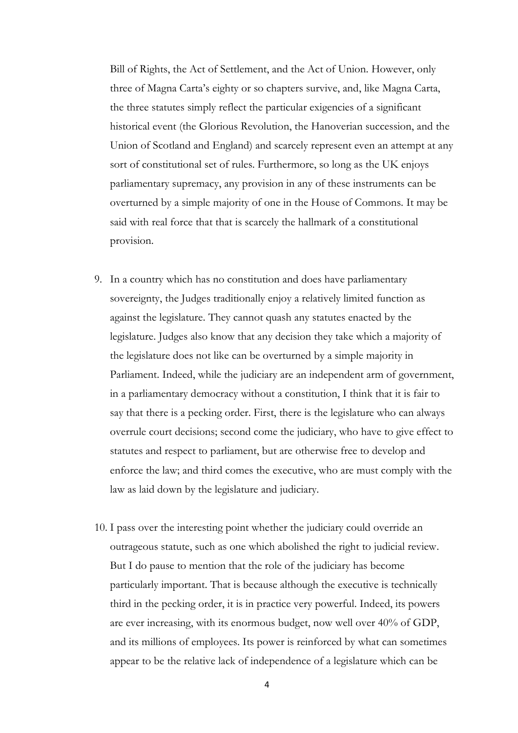Bill of Rights, the Act of Settlement, and the Act of Union. However, only three of Magna Carta's eighty or so chapters survive, and, like Magna Carta, the three statutes simply reflect the particular exigencies of a significant historical event (the Glorious Revolution, the Hanoverian succession, and the Union of Scotland and England) and scarcely represent even an attempt at any sort of constitutional set of rules. Furthermore, so long as the UK enjoys parliamentary supremacy, any provision in any of these instruments can be overturned by a simple majority of one in the House of Commons. It may be said with real force that that is scarcely the hallmark of a constitutional provision.

9. In a country which has no constitution and does have parliamentary sovereignty, the Judges traditionally enjoy a relatively limited function as against the legislature. They cannot quash any statutes enacted by the legislature. Judges also know that any decision they take which a majority of the legislature does not like can be overturned by a simple majority in Parliament. Indeed, while the judiciary are an independent arm of government, in a parliamentary democracy without a constitution, I think that it is fair to say that there is a pecking order. First, there is the legislature who can always overrule court decisions; second come the judiciary, who have to give effect to statutes and respect to parliament, but are otherwise free to develop and enforce the law; and third comes the executive, who are must comply with the law as laid down by the legislature and judiciary.

10. I pass over the interesting point whether the judiciary could override an outrageous statute, such as one which abolished the right to judicial review. But I do pause to mention that the role of the judiciary has become particularly important. That is because although the executive is technically third in the pecking order, it is in practice very powerful. Indeed, its powers are ever increasing, with its enormous budget, now well over 40% of GDP, and its millions of employees. Its power is reinforced by what can sometimes appear to be the relative lack of independence of a legislature which can be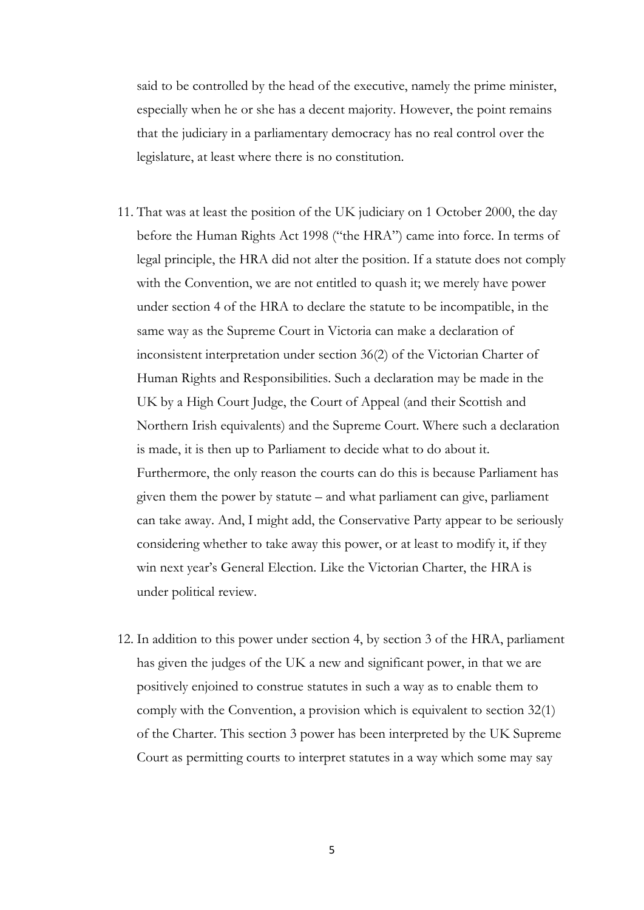said to be controlled by the head of the executive, namely the prime minister, especially when he or she has a decent majority. However, the point remains that the judiciary in a parliamentary democracy has no real control over the legislature, at least where there is no constitution.

11. That was at least the position of the UK judiciary on 1 October 2000, the day before the Human Rights Act 1998 ("the HRA") came into force. In terms of legal principle, the HRA did not alter the position. If a statute does not comply with the Convention, we are not entitled to quash it; we merely have power under section 4 of the HRA to declare the statute to be incompatible, in the same way as the Supreme Court in Victoria can make a declaration of inconsistent interpretation under section 36(2) of the Victorian Charter of Human Rights and Responsibilities. Such a declaration may be made in the UK by a High Court Judge, the Court of Appeal (and their Scottish and Northern Irish equivalents) and the Supreme Court. Where such a declaration is made, it is then up to Parliament to decide what to do about it. Furthermore, the only reason the courts can do this is because Parliament has given them the power by statute – and what parliament can give, parliament can take away. And, I might add, the Conservative Party appear to be seriously considering whether to take away this power, or at least to modify it, if they win next year's General Election. Like the Victorian Charter, the HRA is under political review.

12. In addition to this power under section 4, by section 3 of the HRA, parliament has given the judges of the UK a new and significant power, in that we are positively enjoined to construe statutes in such a way as to enable them to comply with the Convention, a provision which is equivalent to section 32(1) of the Charter. This section 3 power has been interpreted by the UK Supreme Court as permitting courts to interpret statutes in a way which some may say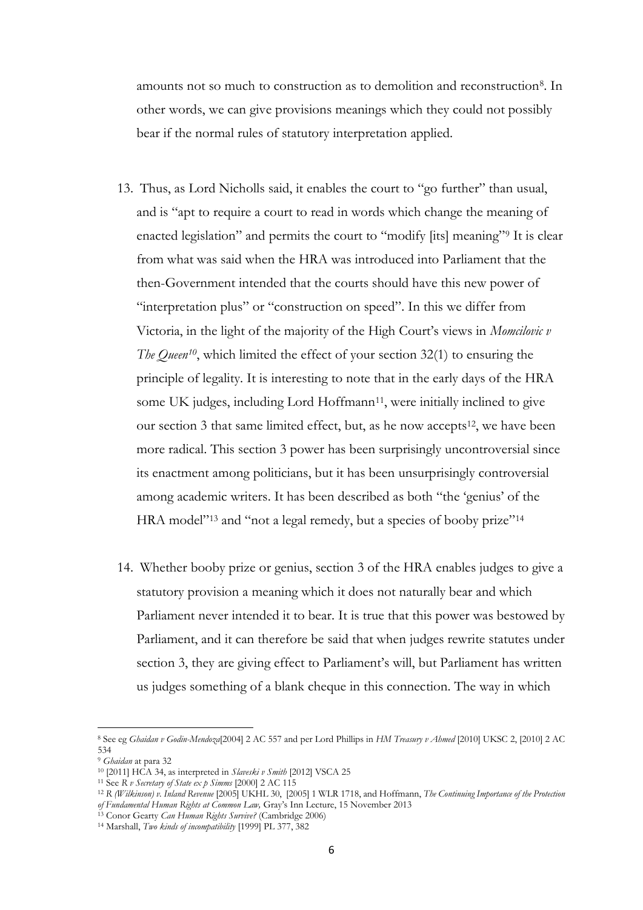amounts not so much to construction as to demolition and reconstruction[8]. In other words, we can give provisions meanings which they could not possibly bear if the normal rules of statutory interpretation applied.

13. Thus, as Lord Nicholls said, it enables the court to "go further" than usual, and is "apt to require a court to read in words which change the meaning of enacted legislation" and permits the court to "modify [its] meaning"[9] It is clear from what was said when the HRA was introduced into Parliament that the then-Government intended that the courts should have this new power of "interpretation plus" or "construction on speed". In this we differ from Victoria, in the light of the majority of the High Court's views in *Momcilovic v The Queen*[10], which limited the effect of your section 32(1) to ensuring the principle of legality. It is interesting to note that in the early days of the HRA some UK judges, including Lord Hoffmann[11], were initially inclined to give our section 3 that same limited effect, but, as he now accepts[12], we have been more radical. This section 3 power has been surprisingly uncontroversial since its enactment among politicians, but it has been unsurprisingly controversial among academic writers. It has been described as both "the 'genius' of the HRA model"[13] and "not a legal remedy, but a species of booby prize"[14]

14. Whether booby prize or genius, section 3 of the HRA enables judges to give a statutory provision a meaning which it does not naturally bear and which Parliament never intended it to bear. It is true that this power was bestowed by Parliament, and it can therefore be said that when judges rewrite statutes under section 3, they are giving effect to Parliament's will, but Parliament has written us judges something of a blank cheque in this connection. The way in which

---

[8] See eg *Ghaidan v Godin-Mendoza*[2004] 2 AC 557 and per Lord Phillips in *HM Treasury v Ahmed* [2010] UKSC 2, [2010] 2 AC 534

[9] *Ghaidan* at para 32

[10] [2011] HCA 34, as interpreted in *Slaveski v Smith* [2012] VSCA 25

[11] See *R v Secretary of State ex p Simms* [2000] 2 AC 115

[12] *R (Wilkinson) v. Inland Revenue* [2005] UKHL 30, [2005] 1 WLR 1718, and Hoffmann, *The Continuing Importance of the Protection of Fundamental Human Rights at Common Law,* Gray's Inn Lecture, 15 November 2013

[13] Conor Gearty *Can Human Rights Survive?* (Cambridge 2006)

[14] Marshall, *Two kinds of incompatibility* [1999] PL 377, 382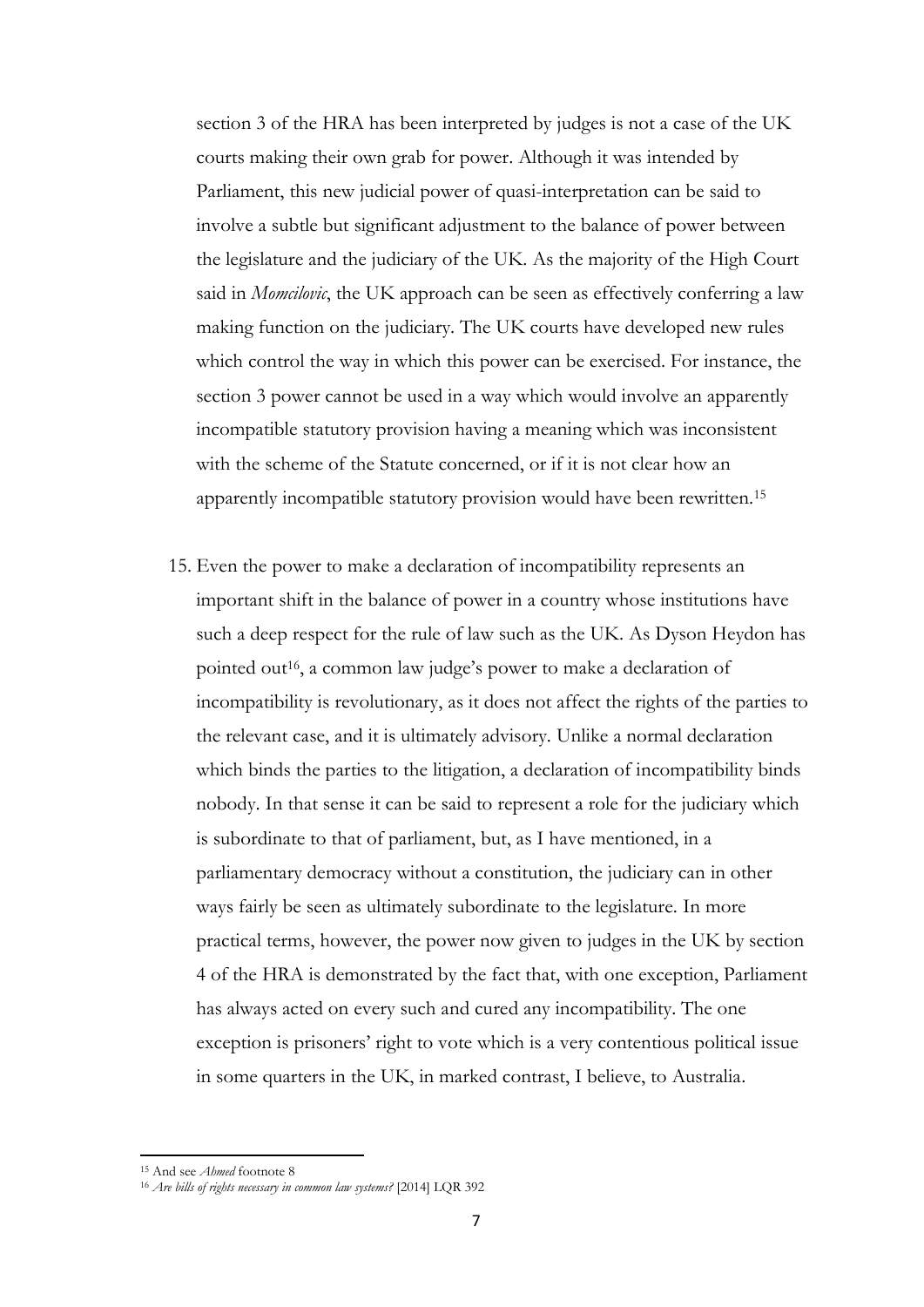section 3 of the HRA has been interpreted by judges is not a case of the UK courts making their own grab for power. Although it was intended by Parliament, this new judicial power of quasi-interpretation can be said to involve a subtle but significant adjustment to the balance of power between the legislature and the judiciary of the UK. As the majority of the High Court said in *Momcilovic*, the UK approach can be seen as effectively conferring a law making function on the judiciary. The UK courts have developed new rules which control the way in which this power can be exercised. For instance, the section 3 power cannot be used in a way which would involve an apparently incompatible statutory provision having a meaning which was inconsistent with the scheme of the Statute concerned, or if it is not clear how an apparently incompatible statutory provision would have been rewritten.[15]

15. Even the power to make a declaration of incompatibility represents an important shift in the balance of power in a country whose institutions have such a deep respect for the rule of law such as the UK. As Dyson Heydon has pointed out[16], a common law judge's power to make a declaration of incompatibility is revolutionary, as it does not affect the rights of the parties to the relevant case, and it is ultimately advisory. Unlike a normal declaration which binds the parties to the litigation, a declaration of incompatibility binds nobody. In that sense it can be said to represent a role for the judiciary which is subordinate to that of parliament, but, as I have mentioned, in a parliamentary democracy without a constitution, the judiciary can in other ways fairly be seen as ultimately subordinate to the legislature. In more practical terms, however, the power now given to judges in the UK by section 4 of the HRA is demonstrated by the fact that, with one exception, Parliament has always acted on every such and cured any incompatibility. The one exception is prisoners' right to vote which is a very contentious political issue in some quarters in the UK, in marked contrast, I believe, to Australia.

---

[15] And see *Ahmed* footnote 8

[16] *Are bills of rights necessary in common law systems?* [2014] LQR 392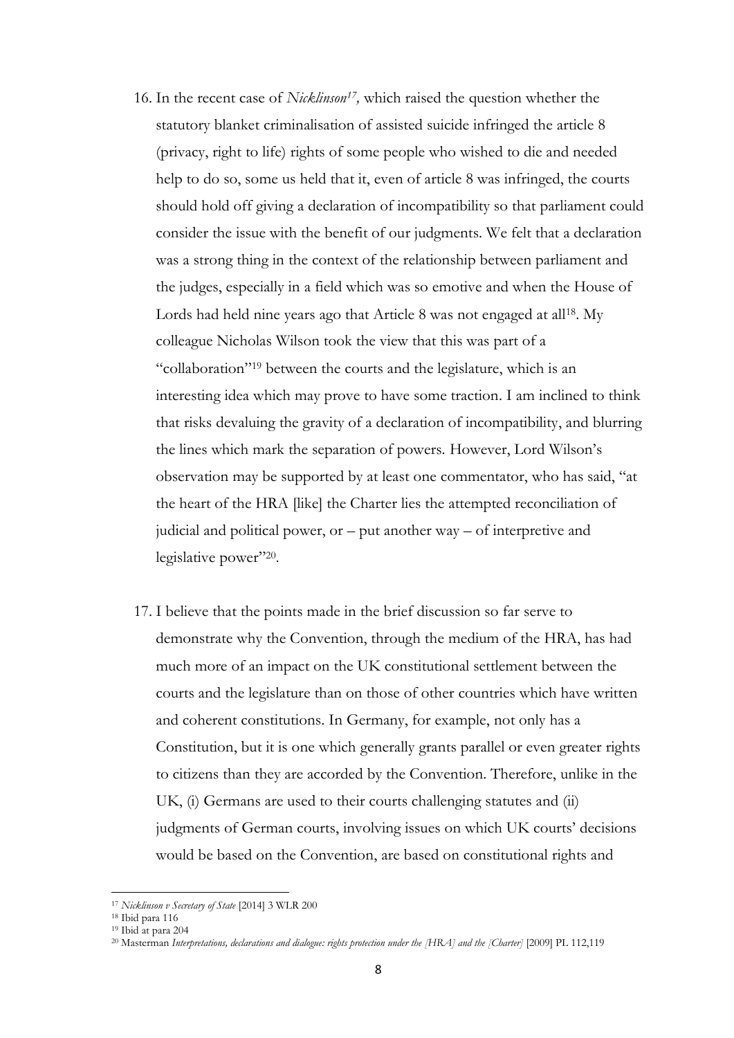16. In the recent case of *Nicklinson*[17], which raised the question whether the statutory blanket criminalisation of assisted suicide infringed the article 8 (privacy, right to life) rights of some people who wished to die and needed help to do so, some us held that it, even of article 8 was infringed, the courts should hold off giving a declaration of incompatibility so that parliament could consider the issue with the benefit of our judgments. We felt that a declaration was a strong thing in the context of the relationship between parliament and the judges, especially in a field which was so emotive and when the House of Lords had held nine years ago that Article 8 was not engaged at all[18]. My colleague Nicholas Wilson took the view that this was part of a "collaboration"[19] between the courts and the legislature, which is an interesting idea which may prove to have some traction. I am inclined to think that risks devaluing the gravity of a declaration of incompatibility, and blurring the lines which mark the separation of powers. However, Lord Wilson's observation may be supported by at least one commentator, who has said, "at the heart of the HRA [like] the Charter lies the attempted reconciliation of judicial and political power, or – put another way – of interpretive and legislative power"[20].

17. I believe that the points made in the brief discussion so far serve to demonstrate why the Convention, through the medium of the HRA, has had much more of an impact on the UK constitutional settlement between the courts and the legislature than on those of other countries which have written and coherent constitutions. In Germany, for example, not only has a Constitution, but it is one which generally grants parallel or even greater rights to citizens than they are accorded by the Convention. Therefore, unlike in the UK, (i) Germans are used to their courts challenging statutes and (ii) judgments of German courts, involving issues on which UK courts' decisions would be based on the Convention, are based on constitutional rights and

[17] *Nicklinson v Secretary of State* [2014] 3 WLR 200
[18] Ibid para 116
[19] Ibid at para 204
[20] Masterman *Interpretations, declarations and dialogue: rights protection under the [HRA] and the [Charter]* [2009] PL 112,119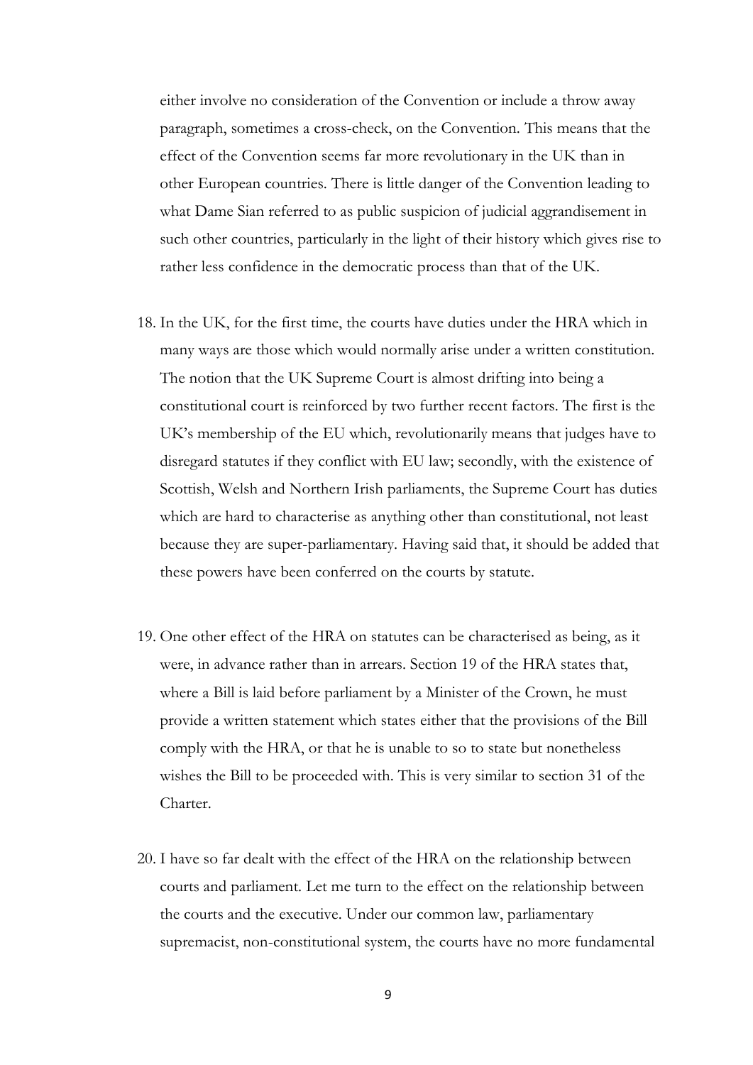either involve no consideration of the Convention or include a throw away paragraph, sometimes a cross-check, on the Convention. This means that the effect of the Convention seems far more revolutionary in the UK than in other European countries. There is little danger of the Convention leading to what Dame Sian referred to as public suspicion of judicial aggrandisement in such other countries, particularly in the light of their history which gives rise to rather less confidence in the democratic process than that of the UK.

18. In the UK, for the first time, the courts have duties under the HRA which in many ways are those which would normally arise under a written constitution. The notion that the UK Supreme Court is almost drifting into being a constitutional court is reinforced by two further recent factors. The first is the UK's membership of the EU which, revolutionarily means that judges have to disregard statutes if they conflict with EU law; secondly, with the existence of Scottish, Welsh and Northern Irish parliaments, the Supreme Court has duties which are hard to characterise as anything other than constitutional, not least because they are super-parliamentary. Having said that, it should be added that these powers have been conferred on the courts by statute.

19. One other effect of the HRA on statutes can be characterised as being, as it were, in advance rather than in arrears. Section 19 of the HRA states that, where a Bill is laid before parliament by a Minister of the Crown, he must provide a written statement which states either that the provisions of the Bill comply with the HRA, or that he is unable to so to state but nonetheless wishes the Bill to be proceeded with. This is very similar to section 31 of the Charter.

20. I have so far dealt with the effect of the HRA on the relationship between courts and parliament. Let me turn to the effect on the relationship between the courts and the executive. Under our common law, parliamentary supremacist, non-constitutional system, the courts have no more fundamental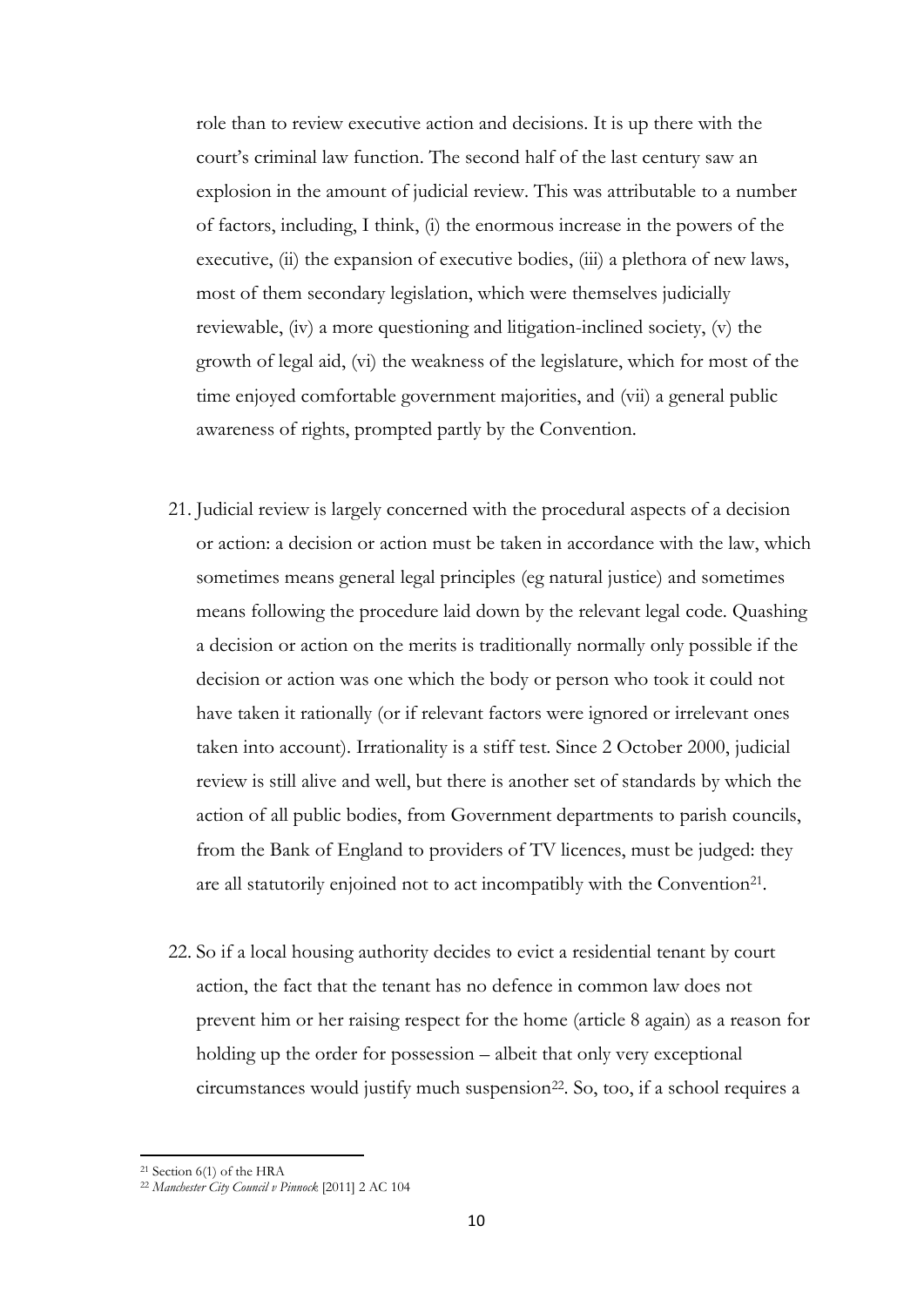role than to review executive action and decisions. It is up there with the court's criminal law function. The second half of the last century saw an explosion in the amount of judicial review. This was attributable to a number of factors, including, I think, (i) the enormous increase in the powers of the executive, (ii) the expansion of executive bodies, (iii) a plethora of new laws, most of them secondary legislation, which were themselves judicially reviewable, (iv) a more questioning and litigation-inclined society, (v) the growth of legal aid, (vi) the weakness of the legislature, which for most of the time enjoyed comfortable government majorities, and (vii) a general public awareness of rights, prompted partly by the Convention.

21. Judicial review is largely concerned with the procedural aspects of a decision or action: a decision or action must be taken in accordance with the law, which sometimes means general legal principles (eg natural justice) and sometimes means following the procedure laid down by the relevant legal code. Quashing a decision or action on the merits is traditionally normally only possible if the decision or action was one which the body or person who took it could not have taken it rationally (or if relevant factors were ignored or irrelevant ones taken into account). Irrationality is a stiff test. Since 2 October 2000, judicial review is still alive and well, but there is another set of standards by which the action of all public bodies, from Government departments to parish councils, from the Bank of England to providers of TV licences, must be judged: they are all statutorily enjoined not to act incompatibly with the Convention[21].

22. So if a local housing authority decides to evict a residential tenant by court action, the fact that the tenant has no defence in common law does not prevent him or her raising respect for the home (article 8 again) as a reason for holding up the order for possession – albeit that only very exceptional circumstances would justify much suspension[22]. So, too, if a school requires a

---

[21] Section 6(1) of the HRA

[22] *Manchester City Council v Pinnock* [2011] 2 AC 104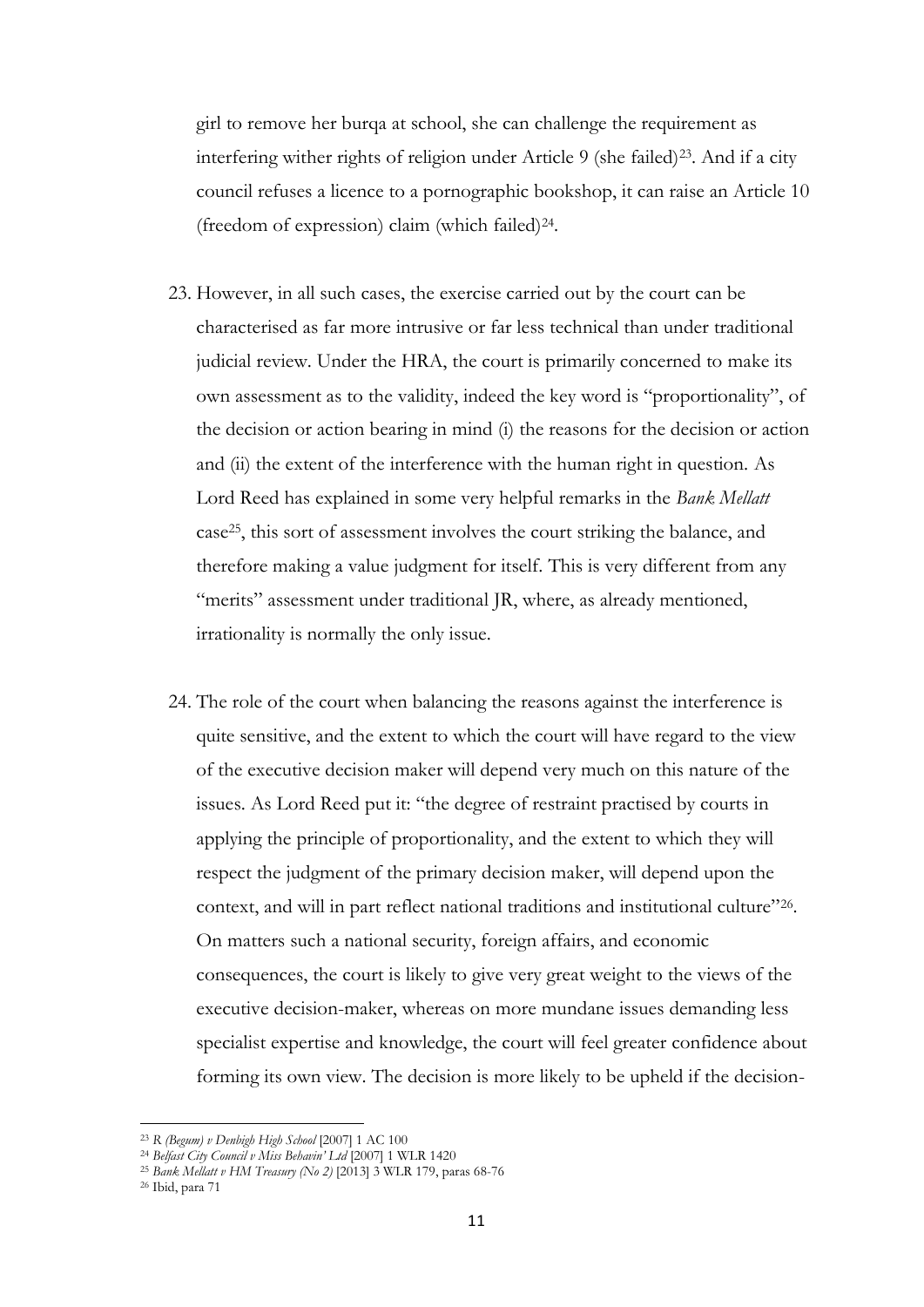girl to remove her burqa at school, she can challenge the requirement as interfering wither rights of religion under Article 9 (she failed)[23]. And if a city council refuses a licence to a pornographic bookshop, it can raise an Article 10 (freedom of expression) claim (which failed)[24].

23. However, in all such cases, the exercise carried out by the court can be characterised as far more intrusive or far less technical than under traditional judicial review. Under the HRA, the court is primarily concerned to make its own assessment as to the validity, indeed the key word is "proportionality", of the decision or action bearing in mind (i) the reasons for the decision or action and (ii) the extent of the interference with the human right in question. As Lord Reed has explained in some very helpful remarks in the *Bank Mellatt* case[25], this sort of assessment involves the court striking the balance, and therefore making a value judgment for itself. This is very different from any "merits" assessment under traditional JR, where, as already mentioned, irrationality is normally the only issue.

24. The role of the court when balancing the reasons against the interference is quite sensitive, and the extent to which the court will have regard to the view of the executive decision maker will depend very much on this nature of the issues. As Lord Reed put it: "the degree of restraint practised by courts in applying the principle of proportionality, and the extent to which they will respect the judgment of the primary decision maker, will depend upon the context, and will in part reflect national traditions and institutional culture"[26]. On matters such a national security, foreign affairs, and economic consequences, the court is likely to give very great weight to the views of the executive decision-maker, whereas on more mundane issues demanding less specialist expertise and knowledge, the court will feel greater confidence about forming its own view. The decision is more likely to be upheld if the decision-

---

[23] R *(Begum) v Denbigh High School* [2007] 1 AC 100

[24] *Belfast City Council v Miss Behavin' Ltd* [2007] 1 WLR 1420

[25] *Bank Mellatt v HM Treasury (No 2)* [2013] 3 WLR 179, paras 68-76

[26] Ibid, para 71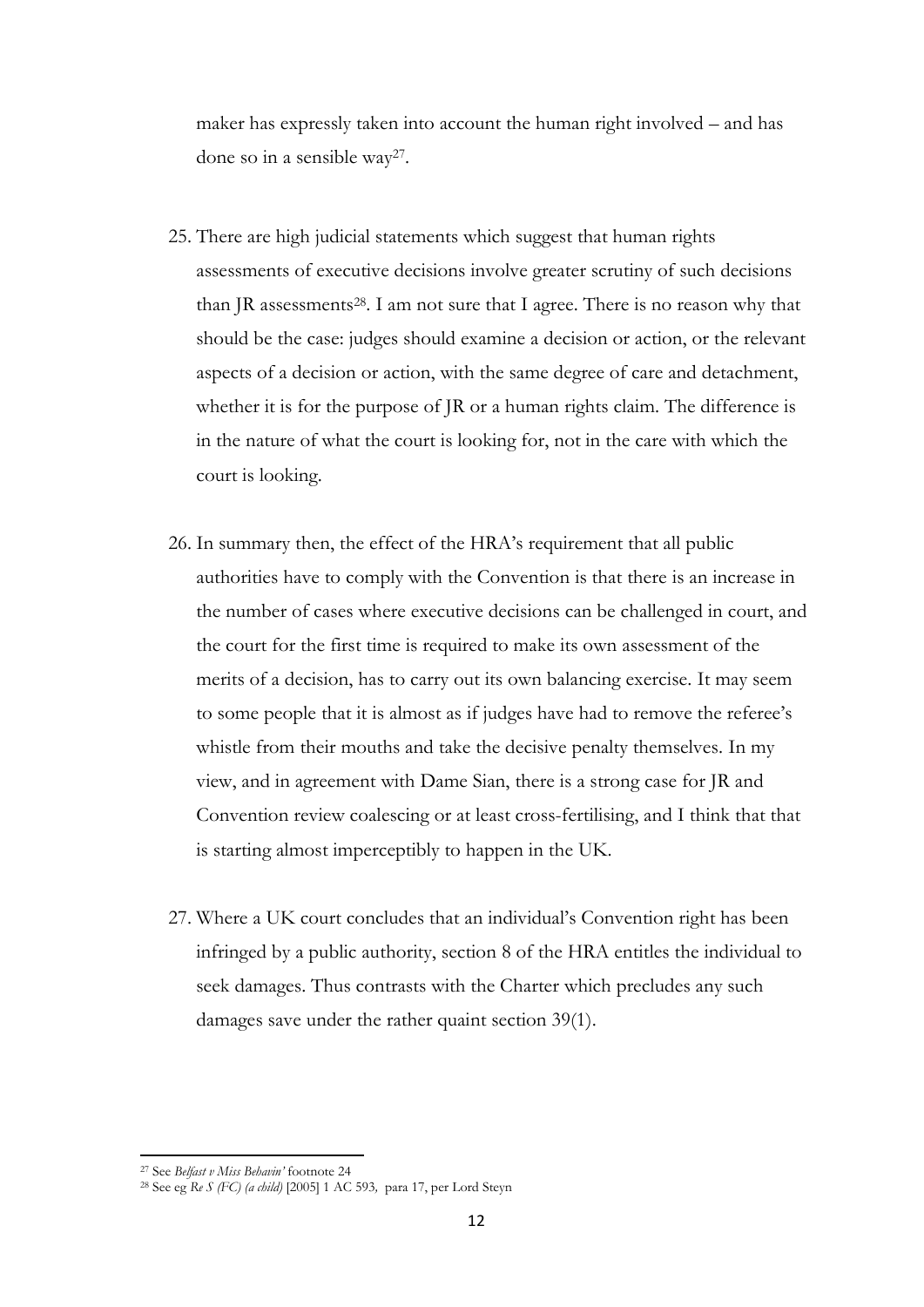maker has expressly taken into account the human right involved – and has done so in a sensible way[27].

25. There are high judicial statements which suggest that human rights assessments of executive decisions involve greater scrutiny of such decisions than JR assessments[28]. I am not sure that I agree. There is no reason why that should be the case: judges should examine a decision or action, or the relevant aspects of a decision or action, with the same degree of care and detachment, whether it is for the purpose of JR or a human rights claim. The difference is in the nature of what the court is looking for, not in the care with which the court is looking.

26. In summary then, the effect of the HRA's requirement that all public authorities have to comply with the Convention is that there is an increase in the number of cases where executive decisions can be challenged in court, and the court for the first time is required to make its own assessment of the merits of a decision, has to carry out its own balancing exercise. It may seem to some people that it is almost as if judges have had to remove the referee's whistle from their mouths and take the decisive penalty themselves. In my view, and in agreement with Dame Sian, there is a strong case for JR and Convention review coalescing or at least cross-fertilising, and I think that that is starting almost imperceptibly to happen in the UK.

27. Where a UK court concludes that an individual's Convention right has been infringed by a public authority, section 8 of the HRA entitles the individual to seek damages. Thus contrasts with the Charter which precludes any such damages save under the rather quaint section 39(1).

---

[27] See *Belfast v Miss Behavin'* footnote 24

[28] See eg *Re S (FC) (a child)* [2005] 1 AC 593, para 17, per Lord Steyn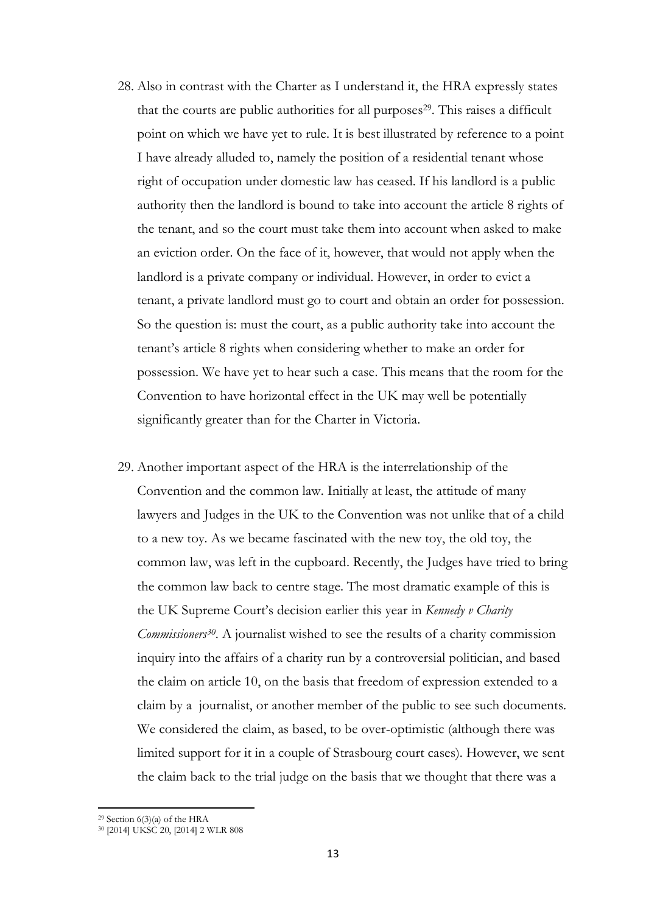28. Also in contrast with the Charter as I understand it, the HRA expressly states that the courts are public authorities for all purposes[29]. This raises a difficult point on which we have yet to rule. It is best illustrated by reference to a point I have already alluded to, namely the position of a residential tenant whose right of occupation under domestic law has ceased. If his landlord is a public authority then the landlord is bound to take into account the article 8 rights of the tenant, and so the court must take them into account when asked to make an eviction order. On the face of it, however, that would not apply when the landlord is a private company or individual. However, in order to evict a tenant, a private landlord must go to court and obtain an order for possession. So the question is: must the court, as a public authority take into account the tenant's article 8 rights when considering whether to make an order for possession. We have yet to hear such a case. This means that the room for the Convention to have horizontal effect in the UK may well be potentially significantly greater than for the Charter in Victoria.

29. Another important aspect of the HRA is the interrelationship of the Convention and the common law. Initially at least, the attitude of many lawyers and Judges in the UK to the Convention was not unlike that of a child to a new toy. As we became fascinated with the new toy, the old toy, the common law, was left in the cupboard. Recently, the Judges have tried to bring the common law back to centre stage. The most dramatic example of this is the UK Supreme Court's decision earlier this year in *Kennedy v Charity Commissioners*[30]. A journalist wished to see the results of a charity commission inquiry into the affairs of a charity run by a controversial politician, and based the claim on article 10, on the basis that freedom of expression extended to a claim by a journalist, or another member of the public to see such documents. We considered the claim, as based, to be over-optimistic (although there was limited support for it in a couple of Strasbourg court cases). However, we sent the claim back to the trial judge on the basis that we thought that there was a

[29] Section 6(3)(a) of the HRA

[30] [2014] UKSC 20, [2014] 2 WLR 808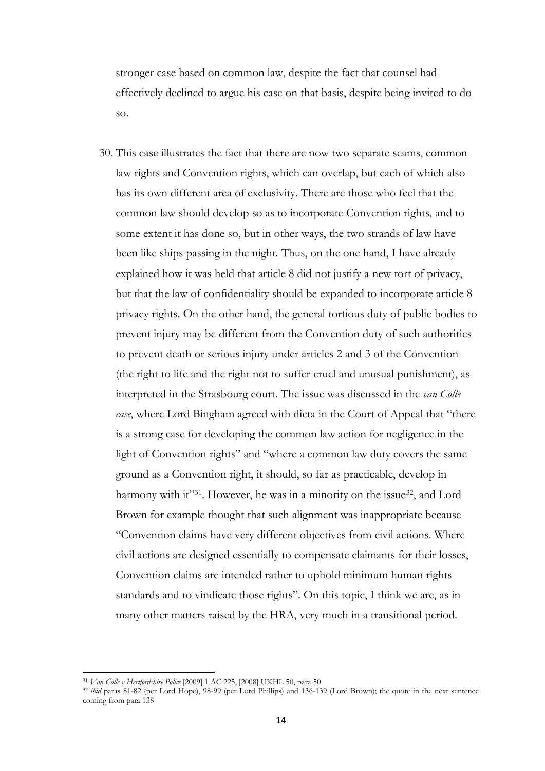stronger case based on common law, despite the fact that counsel had effectively declined to argue his case on that basis, despite being invited to do so.

30. This case illustrates the fact that there are now two separate seams, common law rights and Convention rights, which can overlap, but each of which also has its own different area of exclusivity. There are those who feel that the common law should develop so as to incorporate Convention rights, and to some extent it has done so, but in other ways, the two strands of law have been like ships passing in the night. Thus, on the one hand, I have already explained how it was held that article 8 did not justify a new tort of privacy, but that the law of confidentiality should be expanded to incorporate article 8 privacy rights. On the other hand, the general tortious duty of public bodies to prevent injury may be different from the Convention duty of such authorities to prevent death or serious injury under articles 2 and 3 of the Convention (the right to life and the right not to suffer cruel and unusual punishment), as interpreted in the Strasbourg court. The issue was discussed in the *van Colle case*, where Lord Bingham agreed with dicta in the Court of Appeal that "there is a strong case for developing the common law action for negligence in the light of Convention rights" and "where a common law duty covers the same ground as a Convention right, it should, so far as practicable, develop in harmony with it"[31]. However, he was in a minority on the issue[32], and Lord Brown for example thought that such alignment was inappropriate because "Convention claims have very different objectives from civil actions. Where civil actions are designed essentially to compensate claimants for their losses, Convention claims are intended rather to uphold minimum human rights standards and to vindicate those rights". On this topic, I think we are, as in many other matters raised by the HRA, very much in a transitional period.

---

[31] *Van Colle v Hertfordshire Police* [2009] 1 AC 225, [2008] UKHL 50, para 50

[32] *ibid* paras 81-82 (per Lord Hope), 98-99 (per Lord Phillips) and 136-139 (Lord Brown); the quote in the next sentence coming from para 138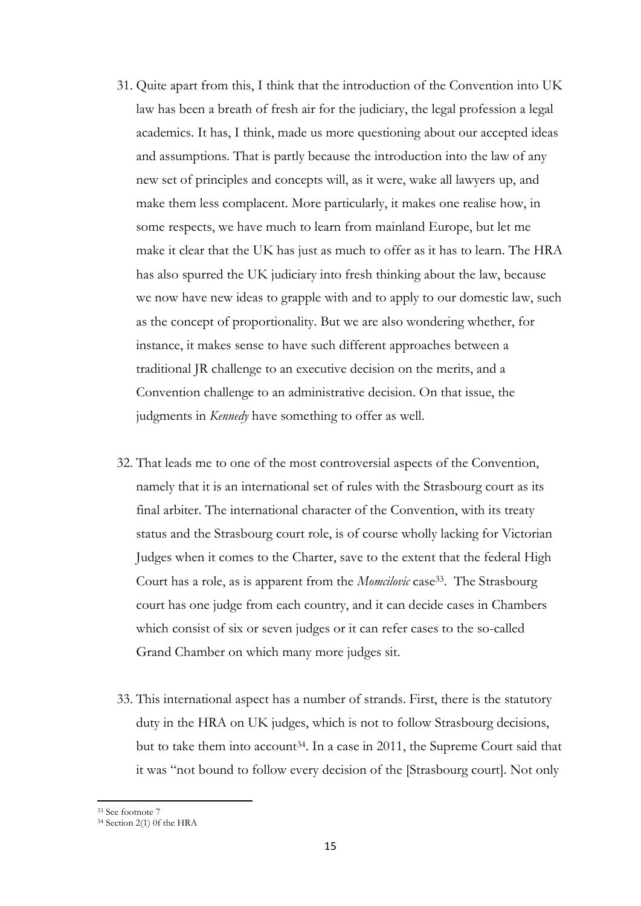31. Quite apart from this, I think that the introduction of the Convention into UK law has been a breath of fresh air for the judiciary, the legal profession a legal academics. It has, I think, made us more questioning about our accepted ideas and assumptions. That is partly because the introduction into the law of any new set of principles and concepts will, as it were, wake all lawyers up, and make them less complacent. More particularly, it makes one realise how, in some respects, we have much to learn from mainland Europe, but let me make it clear that the UK has just as much to offer as it has to learn. The HRA has also spurred the UK judiciary into fresh thinking about the law, because we now have new ideas to grapple with and to apply to our domestic law, such as the concept of proportionality. But we are also wondering whether, for instance, it makes sense to have such different approaches between a traditional JR challenge to an executive decision on the merits, and a Convention challenge to an administrative decision. On that issue, the judgments in *Kennedy* have something to offer as well.

32. That leads me to one of the most controversial aspects of the Convention, namely that it is an international set of rules with the Strasbourg court as its final arbiter. The international character of the Convention, with its treaty status and the Strasbourg court role, is of course wholly lacking for Victorian Judges when it comes to the Charter, save to the extent that the federal High Court has a role, as is apparent from the *Momcilovic* case[33]. The Strasbourg court has one judge from each country, and it can decide cases in Chambers which consist of six or seven judges or it can refer cases to the so-called Grand Chamber on which many more judges sit.

33. This international aspect has a number of strands. First, there is the statutory duty in the HRA on UK judges, which is not to follow Strasbourg decisions, but to take them into account[34]. In a case in 2011, the Supreme Court said that it was "not bound to follow every decision of the [Strasbourg court]. Not only

---

[33] See footnote 7

[34] Section 2(1) 0f the HRA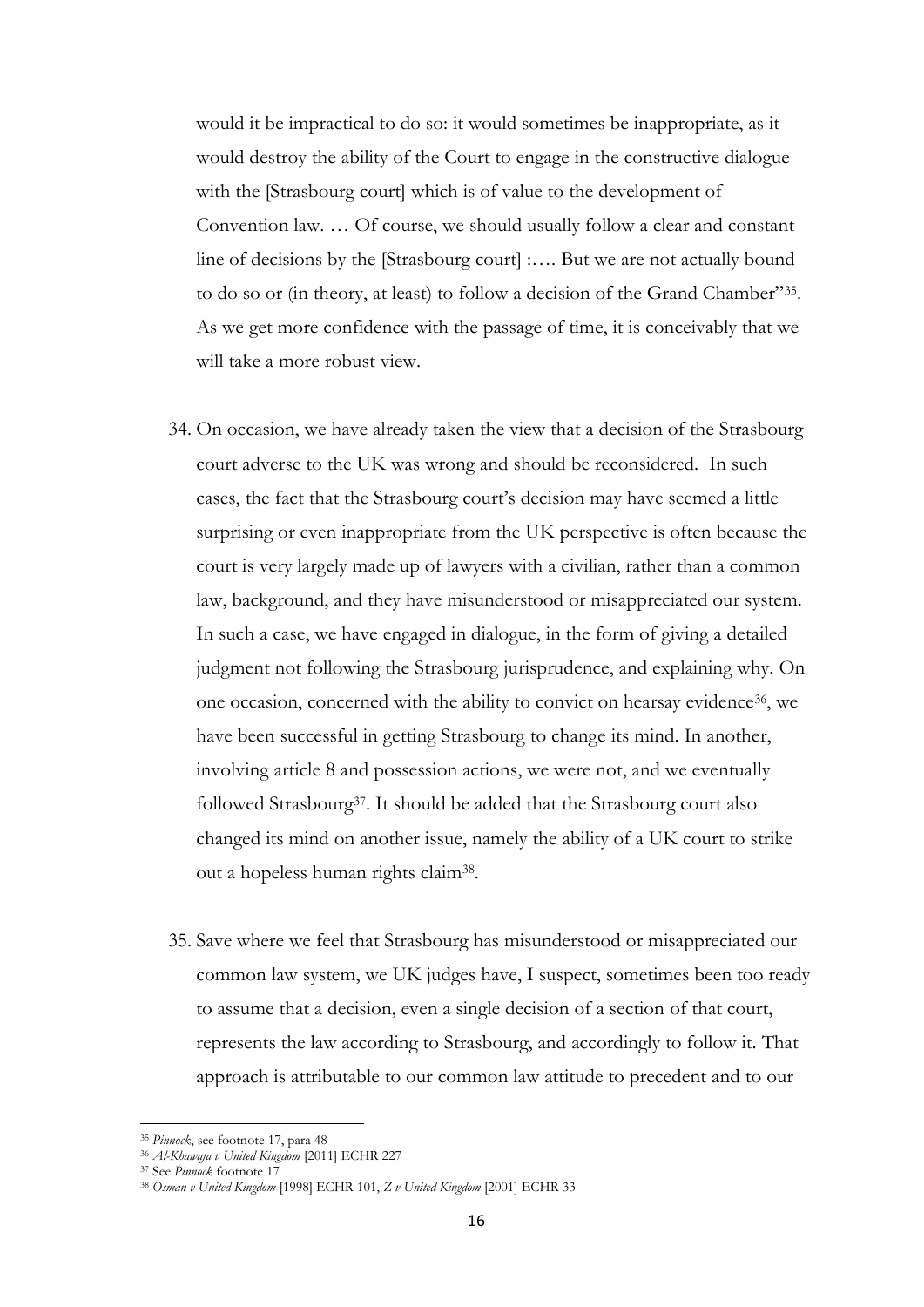would it be impractical to do so: it would sometimes be inappropriate, as it would destroy the ability of the Court to engage in the constructive dialogue with the [Strasbourg court] which is of value to the development of Convention law. … Of course, we should usually follow a clear and constant line of decisions by the [Strasbourg court] :…. But we are not actually bound to do so or (in theory, at least) to follow a decision of the Grand Chamber"[35]. As we get more confidence with the passage of time, it is conceivably that we will take a more robust view.

34. On occasion, we have already taken the view that a decision of the Strasbourg court adverse to the UK was wrong and should be reconsidered. In such cases, the fact that the Strasbourg court's decision may have seemed a little surprising or even inappropriate from the UK perspective is often because the court is very largely made up of lawyers with a civilian, rather than a common law, background, and they have misunderstood or misappreciated our system. In such a case, we have engaged in dialogue, in the form of giving a detailed judgment not following the Strasbourg jurisprudence, and explaining why. On one occasion, concerned with the ability to convict on hearsay evidence[36], we have been successful in getting Strasbourg to change its mind. In another, involving article 8 and possession actions, we were not, and we eventually followed Strasbourg[37]. It should be added that the Strasbourg court also changed its mind on another issue, namely the ability of a UK court to strike out a hopeless human rights claim[38].

35. Save where we feel that Strasbourg has misunderstood or misappreciated our common law system, we UK judges have, I suspect, sometimes been too ready to assume that a decision, even a single decision of a section of that court, represents the law according to Strasbourg, and accordingly to follow it. That approach is attributable to our common law attitude to precedent and to our

---

[35] *Pinnock*, see footnote 17, para 48

[36] *Al-Khawaja v United Kingdom* [2011] ECHR 227

[37] See *Pinnock* footnote 17

[38] *Osman v United Kingdom* [1998] ECHR 101, *Z v United Kingdom* [2001] ECHR 33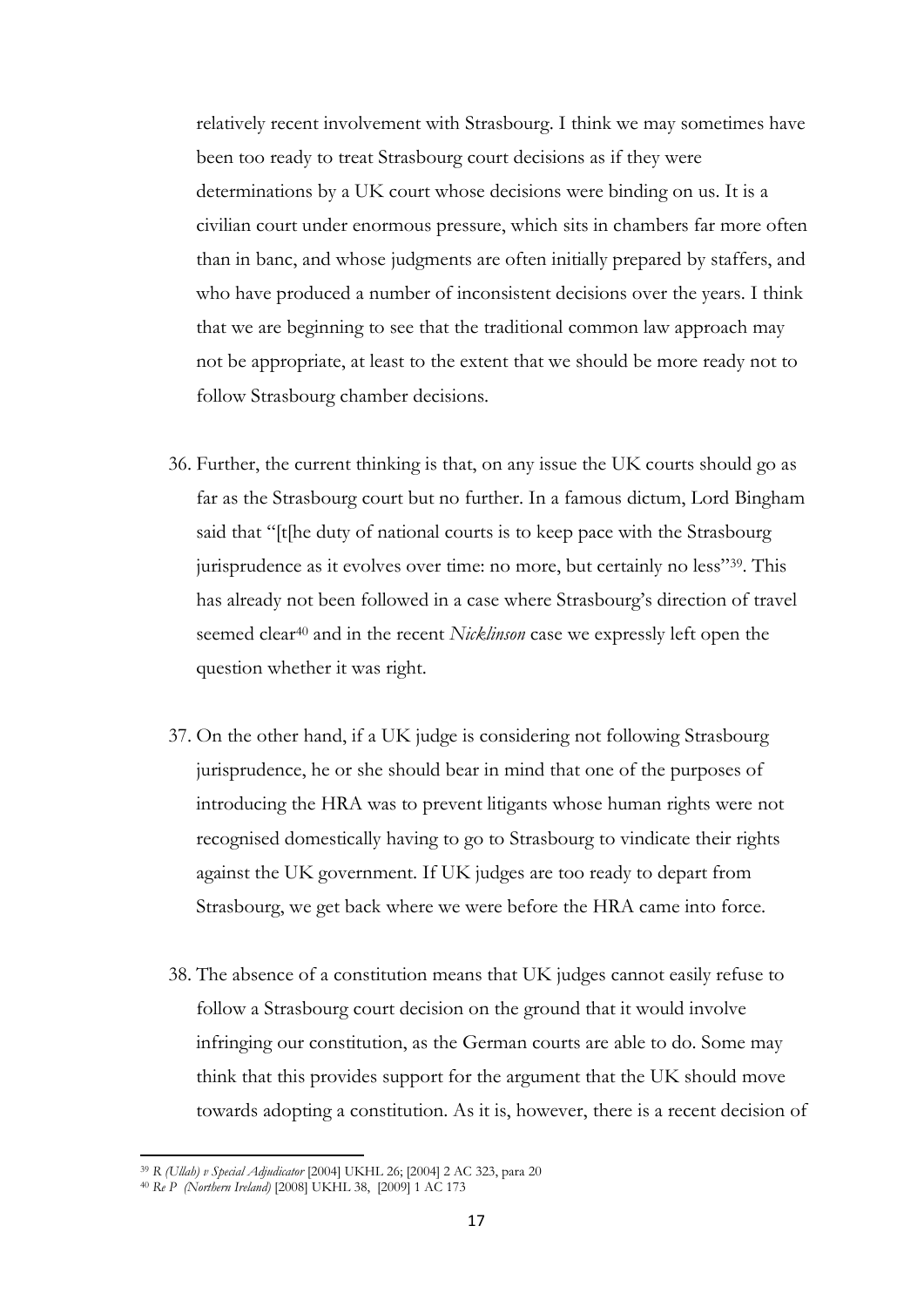relatively recent involvement with Strasbourg. I think we may sometimes have been too ready to treat Strasbourg court decisions as if they were determinations by a UK court whose decisions were binding on us. It is a civilian court under enormous pressure, which sits in chambers far more often than in banc, and whose judgments are often initially prepared by staffers, and who have produced a number of inconsistent decisions over the years. I think that we are beginning to see that the traditional common law approach may not be appropriate, at least to the extent that we should be more ready not to follow Strasbourg chamber decisions.

36. Further, the current thinking is that, on any issue the UK courts should go as far as the Strasbourg court but no further. In a famous dictum, Lord Bingham said that "[t[he duty of national courts is to keep pace with the Strasbourg jurisprudence as it evolves over time: no more, but certainly no less"[39]. This has already not been followed in a case where Strasbourg's direction of travel seemed clear[40] and in the recent *Nicklinson* case we expressly left open the question whether it was right.

37. On the other hand, if a UK judge is considering not following Strasbourg jurisprudence, he or she should bear in mind that one of the purposes of introducing the HRA was to prevent litigants whose human rights were not recognised domestically having to go to Strasbourg to vindicate their rights against the UK government. If UK judges are too ready to depart from Strasbourg, we get back where we were before the HRA came into force.

38. The absence of a constitution means that UK judges cannot easily refuse to follow a Strasbourg court decision on the ground that it would involve infringing our constitution, as the German courts are able to do. Some may think that this provides support for the argument that the UK should move towards adopting a constitution. As it is, however, there is a recent decision of

---

[39] *R (Ullah) v Special Adjudicator* [2004] UKHL 26; [2004] 2 AC 323, para 20

[40] *Re P (Northern Ireland)* [2008] UKHL 38, [2009] 1 AC 173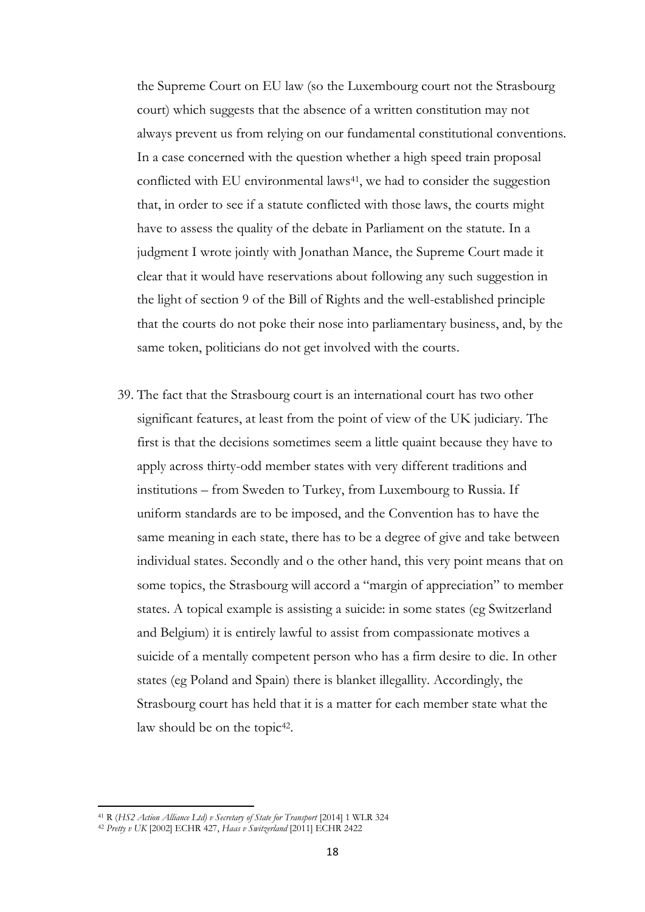the Supreme Court on EU law (so the Luxembourg court not the Strasbourg court) which suggests that the absence of a written constitution may not always prevent us from relying on our fundamental constitutional conventions. In a case concerned with the question whether a high speed train proposal conflicted with EU environmental laws[41], we had to consider the suggestion that, in order to see if a statute conflicted with those laws, the courts might have to assess the quality of the debate in Parliament on the statute. In a judgment I wrote jointly with Jonathan Mance, the Supreme Court made it clear that it would have reservations about following any such suggestion in the light of section 9 of the Bill of Rights and the well-established principle that the courts do not poke their nose into parliamentary business, and, by the same token, politicians do not get involved with the courts.

39. The fact that the Strasbourg court is an international court has two other significant features, at least from the point of view of the UK judiciary. The first is that the decisions sometimes seem a little quaint because they have to apply across thirty-odd member states with very different traditions and institutions – from Sweden to Turkey, from Luxembourg to Russia. If uniform standards are to be imposed, and the Convention has to have the same meaning in each state, there has to be a degree of give and take between individual states. Secondly and o the other hand, this very point means that on some topics, the Strasbourg will accord a "margin of appreciation" to member states. A topical example is assisting a suicide: in some states (eg Switzerland and Belgium) it is entirely lawful to assist from compassionate motives a suicide of a mentally competent person who has a firm desire to die. In other states (eg Poland and Spain) there is blanket illegallity. Accordingly, the Strasbourg court has held that it is a matter for each member state what the law should be on the topic[42].

---

[41] R (*HS2 Action Alliance Ltd) v Secretary of State for Transport* [2014] 1 WLR 324

[42] *Pretty v UK* [2002] ECHR 427, *Haas v Switzerland* [2011] ECHR 2422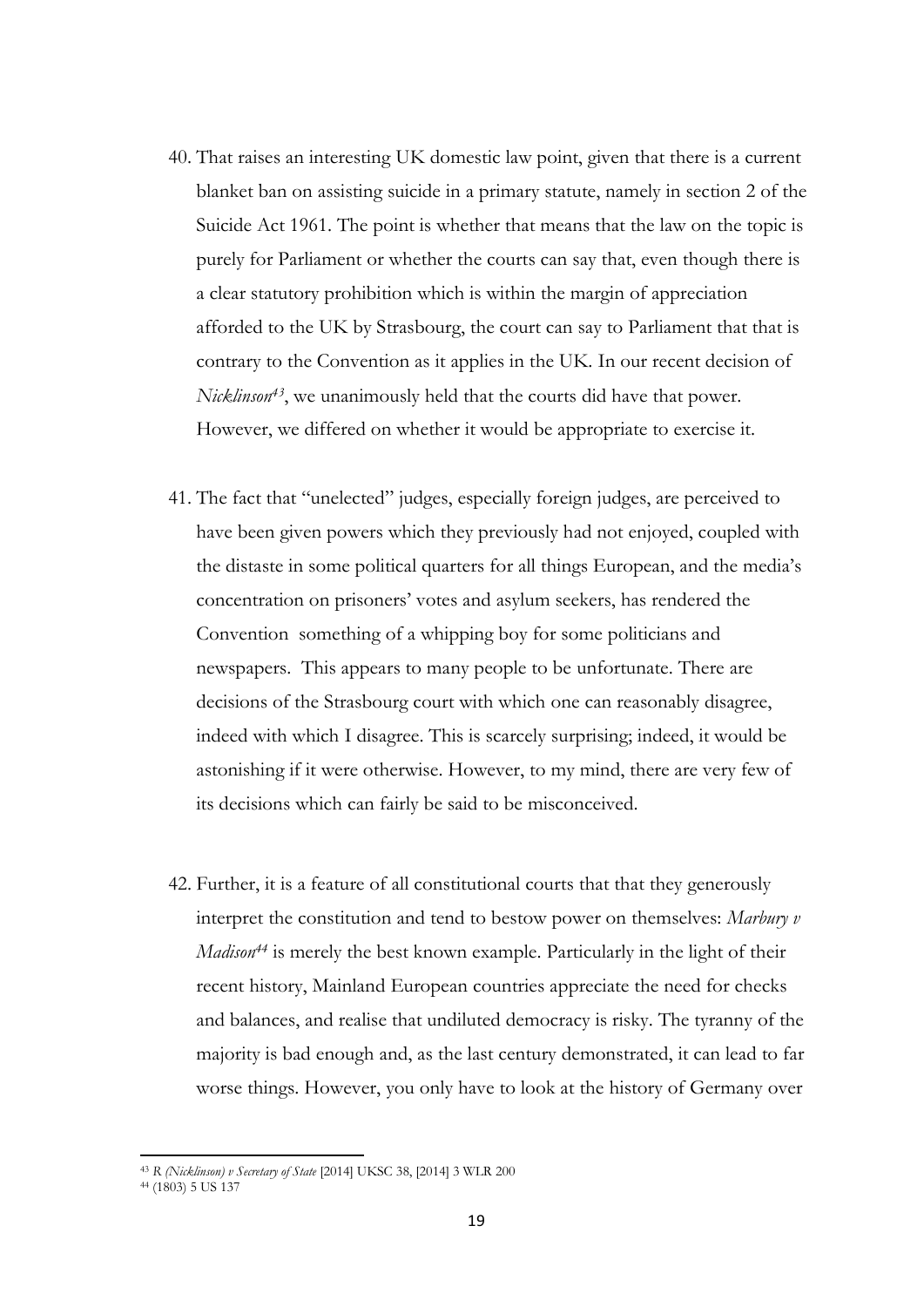40. That raises an interesting UK domestic law point, given that there is a current blanket ban on assisting suicide in a primary statute, namely in section 2 of the Suicide Act 1961. The point is whether that means that the law on the topic is purely for Parliament or whether the courts can say that, even though there is a clear statutory prohibition which is within the margin of appreciation afforded to the UK by Strasbourg, the court can say to Parliament that that is contrary to the Convention as it applies in the UK. In our recent decision of *Nicklinson*[43], we unanimously held that the courts did have that power. However, we differed on whether it would be appropriate to exercise it.

41. The fact that "unelected" judges, especially foreign judges, are perceived to have been given powers which they previously had not enjoyed, coupled with the distaste in some political quarters for all things European, and the media's concentration on prisoners' votes and asylum seekers, has rendered the Convention something of a whipping boy for some politicians and newspapers. This appears to many people to be unfortunate. There are decisions of the Strasbourg court with which one can reasonably disagree, indeed with which I disagree. This is scarcely surprising; indeed, it would be astonishing if it were otherwise. However, to my mind, there are very few of its decisions which can fairly be said to be misconceived.

42. Further, it is a feature of all constitutional courts that that they generously interpret the constitution and tend to bestow power on themselves: *Marbury v Madison*[44] is merely the best known example. Particularly in the light of their recent history, Mainland European countries appreciate the need for checks and balances, and realise that undiluted democracy is risky. The tyranny of the majority is bad enough and, as the last century demonstrated, it can lead to far worse things. However, you only have to look at the history of Germany over

---

[43] *R (Nicklinson) v Secretary of State* [2014] UKSC 38, [2014] 3 WLR 200

[44] (1803) 5 US 137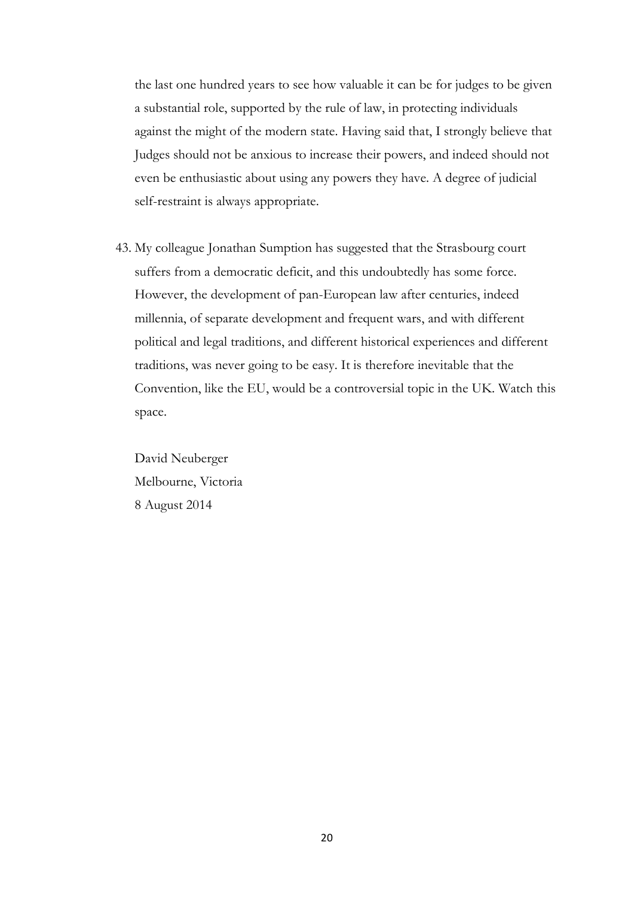the last one hundred years to see how valuable it can be for judges to be given a substantial role, supported by the rule of law, in protecting individuals against the might of the modern state. Having said that, I strongly believe that Judges should not be anxious to increase their powers, and indeed should not even be enthusiastic about using any powers they have. A degree of judicial self-restraint is always appropriate.

43. My colleague Jonathan Sumption has suggested that the Strasbourg court suffers from a democratic deficit, and this undoubtedly has some force. However, the development of pan-European law after centuries, indeed millennia, of separate development and frequent wars, and with different political and legal traditions, and different historical experiences and different traditions, was never going to be easy. It is therefore inevitable that the Convention, like the EU, would be a controversial topic in the UK. Watch this space.

David Neuberger
Melbourne, Victoria
8 August 2014